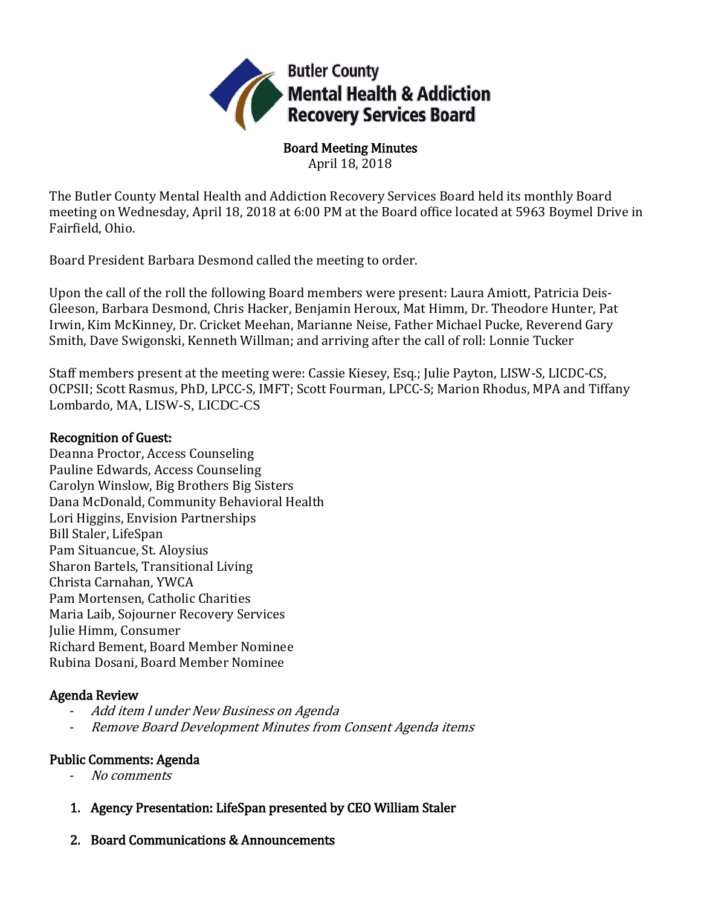**Butler County Mental Health & Addiction Recovery Services Board**

# Board Meeting Minutes

April 18, 2018

The Butler County Mental Health and Addiction Recovery Services Board held its monthly Board meeting on Wednesday, April 18, 2018 at 6:00 PM at the Board office located at 5963 Boymel Drive in Fairfield, Ohio.

Board President Barbara Desmond called the meeting to order.

Upon the call of the roll the following Board members were present: Laura Amiott, Patricia Deis-Gleeson, Barbara Desmond, Chris Hacker, Benjamin Heroux, Mat Himm, Dr. Theodore Hunter, Pat Irwin, Kim McKinney, Dr. Cricket Meehan, Marianne Neise, Father Michael Pucke, Reverend Gary Smith, Dave Swigonski, Kenneth Willman; and arriving after the call of roll: Lonnie Tucker

Staff members present at the meeting were: Cassie Kiesey, Esq.; Julie Payton, LISW-S, LICDC-CS, OCPSII; Scott Rasmus, PhD, LPCC-S, IMFT; Scott Fourman, LPCC-S; Marion Rhodus, MPA and Tiffany Lombardo, MA, LISW-S, LICDC-CS

## Recognition of Guest:

Deanna Proctor, Access Counseling
Pauline Edwards, Access Counseling
Carolyn Winslow, Big Brothers Big Sisters
Dana McDonald, Community Behavioral Health
Lori Higgins, Envision Partnerships
Bill Staler, LifeSpan
Pam Situancue, St. Aloysius
Sharon Bartels, Transitional Living
Christa Carnahan, YWCA
Pam Mortensen, Catholic Charities
Maria Laib, Sojourner Recovery Services
Julie Himm, Consumer
Richard Bement, Board Member Nominee
Rubina Dosani, Board Member Nominee

## Agenda Review

- *Add item l under New Business on Agenda*
- *Remove Board Development Minutes from Consent Agenda items*

## Public Comments: Agenda

- *No comments*

1. **Agency Presentation: LifeSpan presented by CEO William Staler**

2. **Board Communications & Announcements**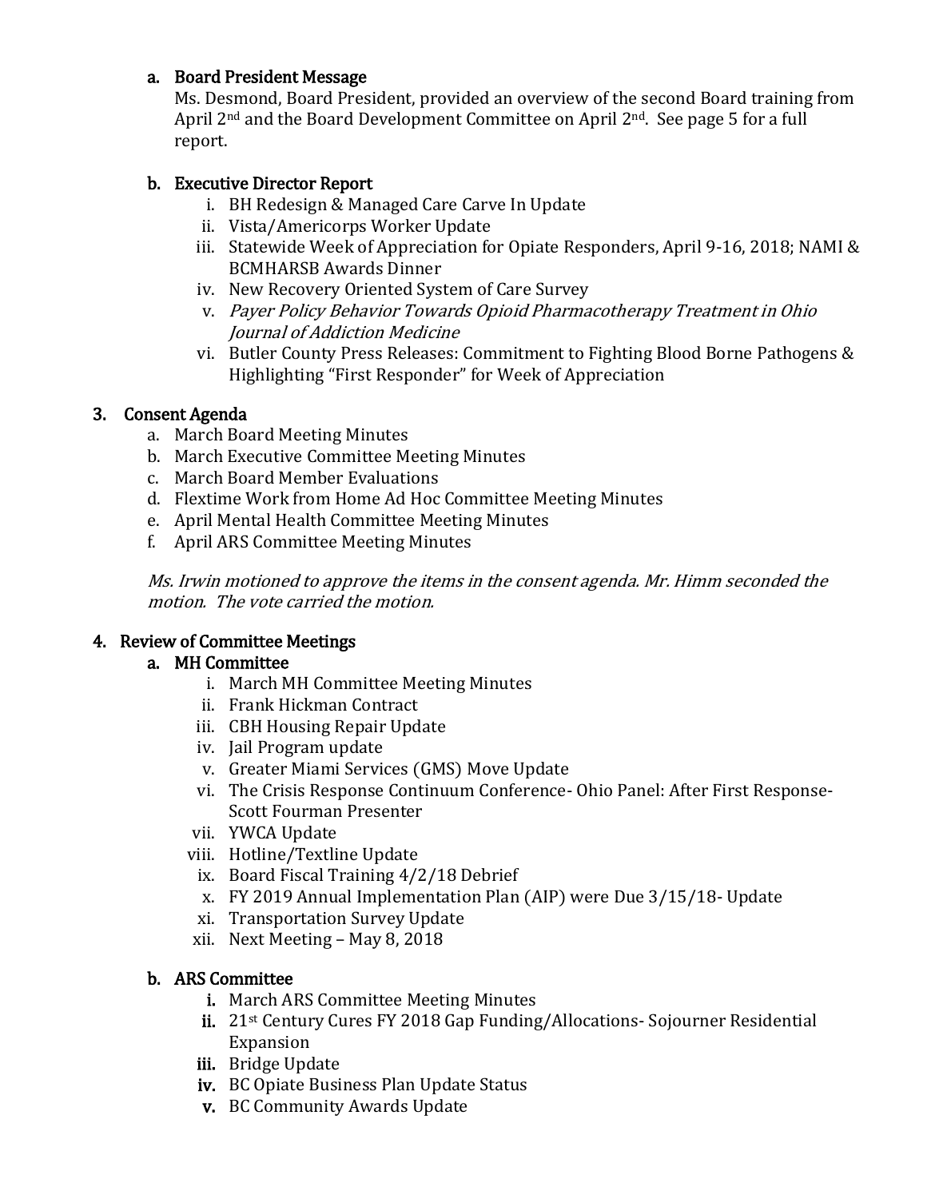a. **Board President Message**

Ms. Desmond, Board President, provided an overview of the second Board training from April 2nd and the Board Development Committee on April 2nd. See page 5 for a full report.

b. **Executive Director Report**

   i. BH Redesign & Managed Care Carve In Update
   ii. Vista/Americorps Worker Update
   iii. Statewide Week of Appreciation for Opiate Responders, April 9-16, 2018; NAMI & BCMHARSB Awards Dinner
   iv. New Recovery Oriented System of Care Survey
   v. *Payer Policy Behavior Towards Opioid Pharmacotherapy Treatment in Ohio Journal of Addiction Medicine*
   vi. Butler County Press Releases: Commitment to Fighting Blood Borne Pathogens & Highlighting "First Responder" for Week of Appreciation

## 3. Consent Agenda

a. March Board Meeting Minutes
b. March Executive Committee Meeting Minutes
c. March Board Member Evaluations
d. Flextime Work from Home Ad Hoc Committee Meeting Minutes
e. April Mental Health Committee Meeting Minutes
f. April ARS Committee Meeting Minutes

*Ms. Irwin motioned to approve the items in the consent agenda. Mr. Himm seconded the motion. The vote carried the motion.*

## 4. Review of Committee Meetings

a. **MH Committee**

   i. March MH Committee Meeting Minutes
   ii. Frank Hickman Contract
   iii. CBH Housing Repair Update
   iv. Jail Program update
   v. Greater Miami Services (GMS) Move Update
   vi. The Crisis Response Continuum Conference- Ohio Panel: After First Response- Scott Fourman Presenter
   vii. YWCA Update
   viii. Hotline/Textline Update
   ix. Board Fiscal Training 4/2/18 Debrief
   x. FY 2019 Annual Implementation Plan (AIP) were Due 3/15/18- Update
   xi. Transportation Survey Update
   xii. Next Meeting – May 8, 2018

b. **ARS Committee**

   i. March ARS Committee Meeting Minutes
   ii. 21st Century Cures FY 2018 Gap Funding/Allocations- Sojourner Residential Expansion
   iii. Bridge Update
   iv. BC Opiate Business Plan Update Status
   v. BC Community Awards Update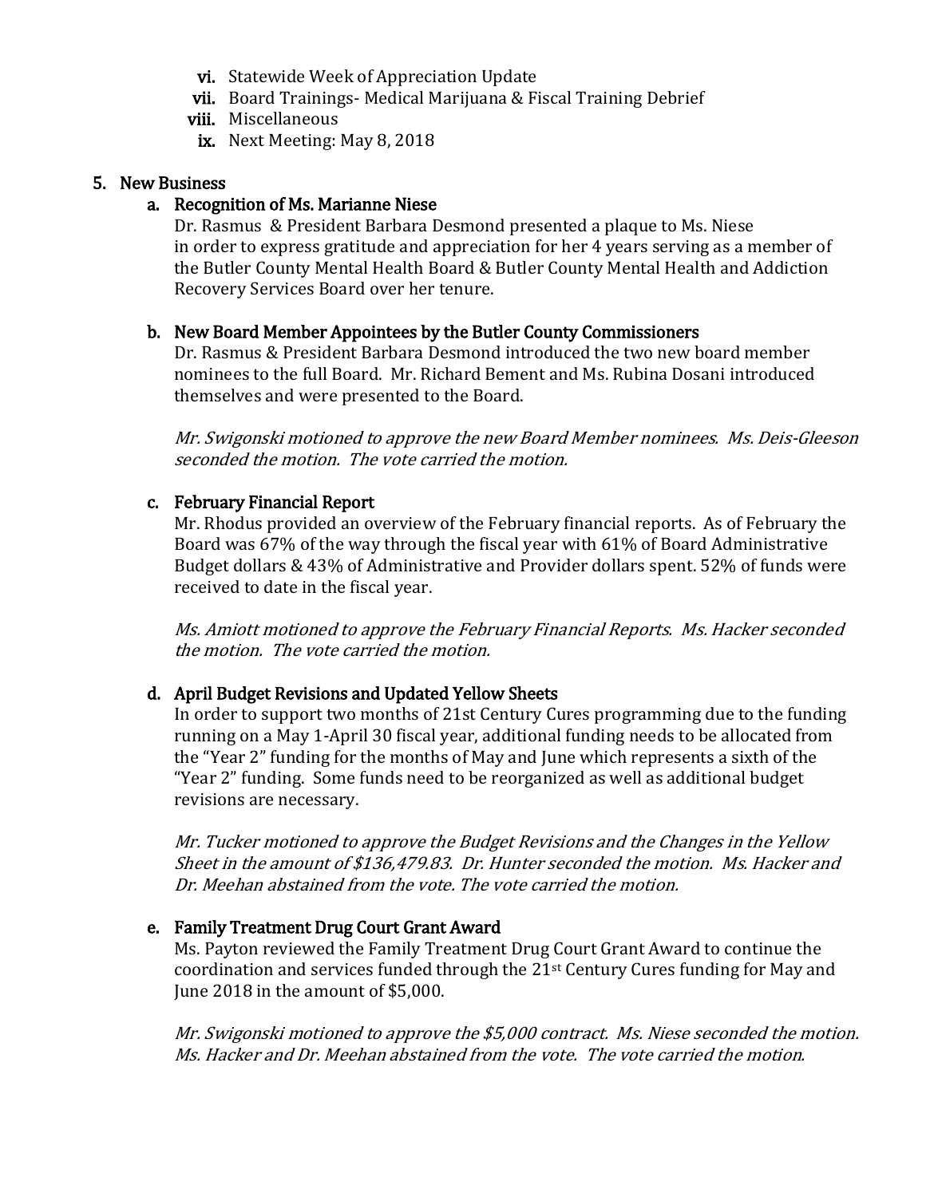vi. Statewide Week of Appreciation Update
vii. Board Trainings- Medical Marijuana & Fiscal Training Debrief
viii. Miscellaneous
ix. Next Meeting: May 8, 2018

5. New Business

a. Recognition of Ms. Marianne Niese

Dr. Rasmus & President Barbara Desmond presented a plaque to Ms. Niese in order to express gratitude and appreciation for her 4 years serving as a member of the Butler County Mental Health Board & Butler County Mental Health and Addiction Recovery Services Board over her tenure.

b. New Board Member Appointees by the Butler County Commissioners

Dr. Rasmus & President Barbara Desmond introduced the two new board member nominees to the full Board. Mr. Richard Bement and Ms. Rubina Dosani introduced themselves and were presented to the Board.

*Mr. Swigonski motioned to approve the new Board Member nominees. Ms. Deis-Gleeson seconded the motion. The vote carried the motion.*

c. February Financial Report

Mr. Rhodus provided an overview of the February financial reports. As of February the Board was 67% of the way through the fiscal year with 61% of Board Administrative Budget dollars & 43% of Administrative and Provider dollars spent. 52% of funds were received to date in the fiscal year.

*Ms. Amiott motioned to approve the February Financial Reports. Ms. Hacker seconded the motion. The vote carried the motion.*

d. April Budget Revisions and Updated Yellow Sheets

In order to support two months of 21st Century Cures programming due to the funding running on a May 1-April 30 fiscal year, additional funding needs to be allocated from the "Year 2" funding for the months of May and June which represents a sixth of the "Year 2" funding. Some funds need to be reorganized as well as additional budget revisions are necessary.

*Mr. Tucker motioned to approve the Budget Revisions and the Changes in the Yellow Sheet in the amount of $136,479.83. Dr. Hunter seconded the motion. Ms. Hacker and Dr. Meehan abstained from the vote. The vote carried the motion.*

e. Family Treatment Drug Court Grant Award

Ms. Payton reviewed the Family Treatment Drug Court Grant Award to continue the coordination and services funded through the 21st Century Cures funding for May and June 2018 in the amount of $5,000.

*Mr. Swigonski motioned to approve the $5,000 contract. Ms. Niese seconded the motion. Ms. Hacker and Dr. Meehan abstained from the vote. The vote carried the motion.*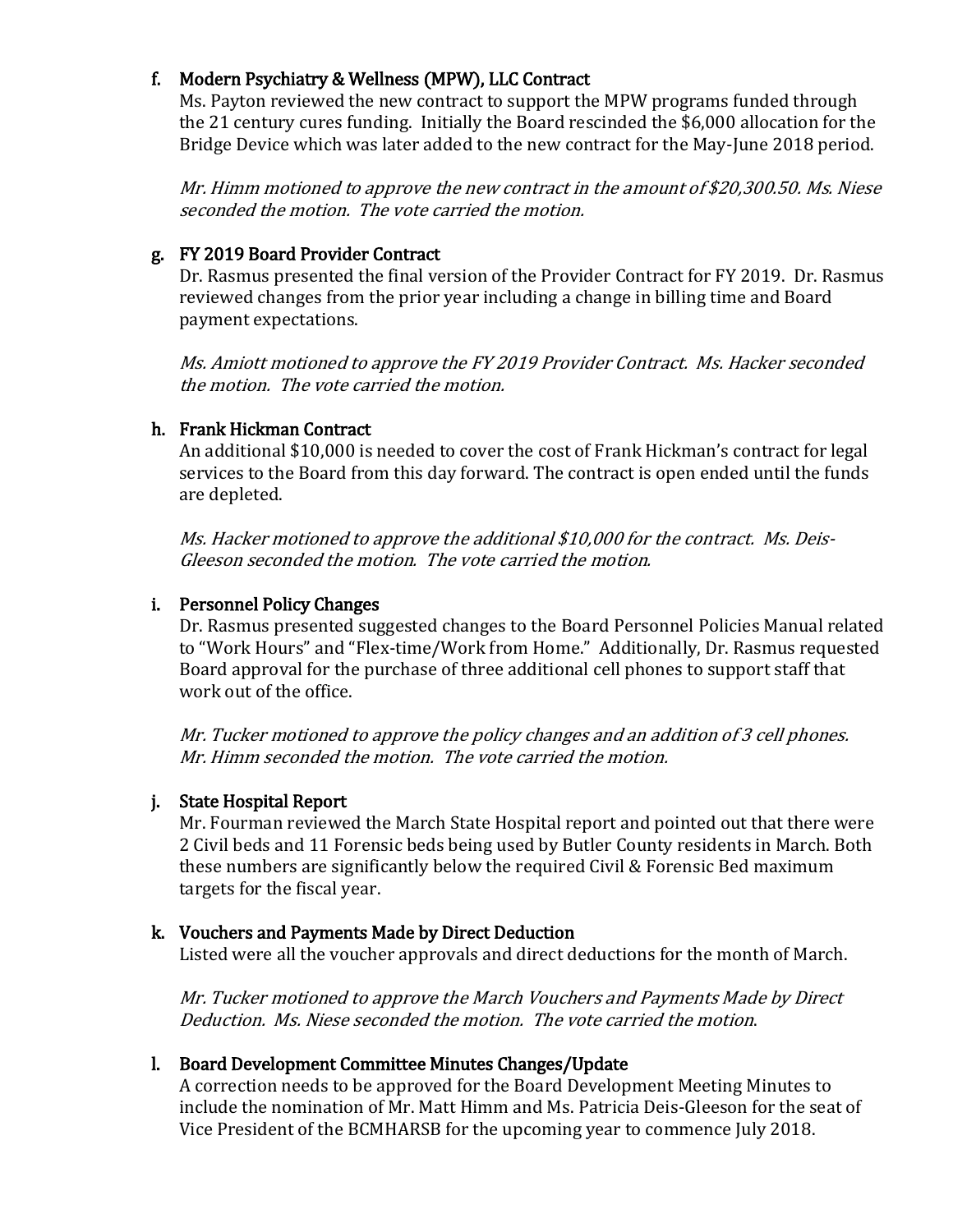f. **Modern Psychiatry & Wellness (MPW), LLC Contract**

Ms. Payton reviewed the new contract to support the MPW programs funded through the 21 century cures funding. Initially the Board rescinded the $6,000 allocation for the Bridge Device which was later added to the new contract for the May-June 2018 period.

*Mr. Himm motioned to approve the new contract in the amount of $20,300.50. Ms. Niese seconded the motion. The vote carried the motion.*

g. **FY 2019 Board Provider Contract**

Dr. Rasmus presented the final version of the Provider Contract for FY 2019. Dr. Rasmus reviewed changes from the prior year including a change in billing time and Board payment expectations.

*Ms. Amiott motioned to approve the FY 2019 Provider Contract. Ms. Hacker seconded the motion. The vote carried the motion.*

h. **Frank Hickman Contract**

An additional $10,000 is needed to cover the cost of Frank Hickman's contract for legal services to the Board from this day forward. The contract is open ended until the funds are depleted.

*Ms. Hacker motioned to approve the additional $10,000 for the contract. Ms. Deis-Gleeson seconded the motion. The vote carried the motion.*

i. **Personnel Policy Changes**

Dr. Rasmus presented suggested changes to the Board Personnel Policies Manual related to "Work Hours" and "Flex-time/Work from Home." Additionally, Dr. Rasmus requested Board approval for the purchase of three additional cell phones to support staff that work out of the office.

*Mr. Tucker motioned to approve the policy changes and an addition of 3 cell phones. Mr. Himm seconded the motion. The vote carried the motion.*

j. **State Hospital Report**

Mr. Fourman reviewed the March State Hospital report and pointed out that there were 2 Civil beds and 11 Forensic beds being used by Butler County residents in March. Both these numbers are significantly below the required Civil & Forensic Bed maximum targets for the fiscal year.

k. **Vouchers and Payments Made by Direct Deduction**

Listed were all the voucher approvals and direct deductions for the month of March.

*Mr. Tucker motioned to approve the March Vouchers and Payments Made by Direct Deduction. Ms. Niese seconded the motion. The vote carried the motion.*

l. **Board Development Committee Minutes Changes/Update**

A correction needs to be approved for the Board Development Meeting Minutes to include the nomination of Mr. Matt Himm and Ms. Patricia Deis-Gleeson for the seat of Vice President of the BCMHARSB for the upcoming year to commence July 2018.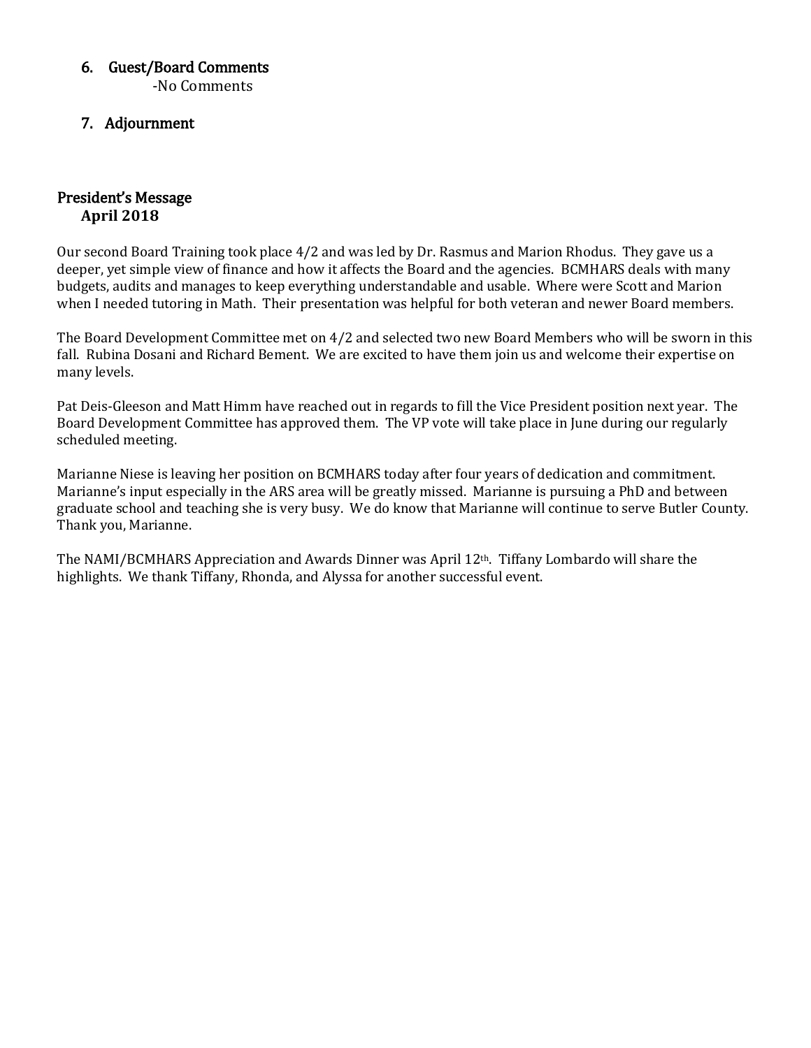## 6. Guest/Board Comments

-No Comments

## 7. Adjournment

## President's Message
**April 2018**

Our second Board Training took place 4/2 and was led by Dr. Rasmus and Marion Rhodus. They gave us a deeper, yet simple view of finance and how it affects the Board and the agencies. BCMHARS deals with many budgets, audits and manages to keep everything understandable and usable. Where were Scott and Marion when I needed tutoring in Math. Their presentation was helpful for both veteran and newer Board members.

The Board Development Committee met on 4/2 and selected two new Board Members who will be sworn in this fall. Rubina Dosani and Richard Bement. We are excited to have them join us and welcome their expertise on many levels.

Pat Deis-Gleeson and Matt Himm have reached out in regards to fill the Vice President position next year. The Board Development Committee has approved them. The VP vote will take place in June during our regularly scheduled meeting.

Marianne Niese is leaving her position on BCMHARS today after four years of dedication and commitment. Marianne's input especially in the ARS area will be greatly missed. Marianne is pursuing a PhD and between graduate school and teaching she is very busy. We do know that Marianne will continue to serve Butler County. Thank you, Marianne.

The NAMI/BCMHARS Appreciation and Awards Dinner was April 12th. Tiffany Lombardo will share the highlights. We thank Tiffany, Rhonda, and Alyssa for another successful event.